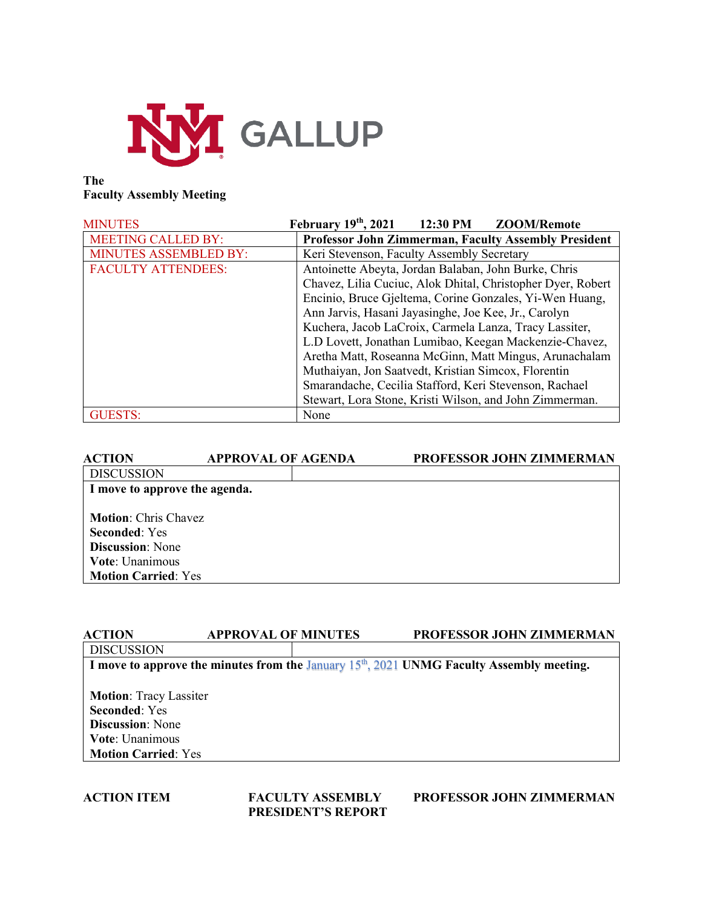UNM GALLUP

**The**
**Faculty Assembly Meeting**

| MINUTES | **February 19th, 2021 12:30 PM ZOOM/Remote** |
|---|---|
| MEETING CALLED BY: | **Professor John Zimmerman, Faculty Assembly President** |
| MINUTES ASSEMBLED BY: | Keri Stevenson, Faculty Assembly Secretary |
| FACULTY ATTENDEES: | Antoinette Abeyta, Jordan Balaban, John Burke, Chris Chavez, Lilia Cuciuc, Alok Dhital, Christopher Dyer, Robert Encinio, Bruce Gjeltema, Corine Gonzales, Yi-Wen Huang, Ann Jarvis, Hasani Jayasinghe, Joe Kee, Jr., Carolyn Kuchera, Jacob LaCroix, Carmela Lanza, Tracy Lassiter, L.D Lovett, Jonathan Lumibao, Keegan Mackenzie-Chavez, Aretha Matt, Roseanna McGinn, Matt Mingus, Arunachalam Muthaiyan, Jon Saatvedt, Kristian Simcox, Florentin Smarandache, Cecilia Stafford, Keri Stevenson, Rachael Stewart, Lora Stone, Kristi Wilson, and John Zimmerman. |
| GUESTS: | None |

**ACTION** **APPROVAL OF AGENDA** **PROFESSOR JOHN ZIMMERMAN**

DISCUSSION

**I move to approve the agenda.**

**Motion**: Chris Chavez
**Seconded**: Yes
**Discussion**: None
**Vote**: Unanimous
**Motion Carried**: Yes

**ACTION** **APPROVAL OF MINUTES** **PROFESSOR JOHN ZIMMERMAN**

DISCUSSION

**I move to approve the minutes from the January 15th, 2021 UNMG Faculty Assembly meeting.**

**Motion**: Tracy Lassiter
**Seconded**: Yes
**Discussion**: None
**Vote**: Unanimous
**Motion Carried**: Yes

**ACTION ITEM** **FACULTY ASSEMBLY PRESIDENT'S REPORT** **PROFESSOR JOHN ZIMMERMAN**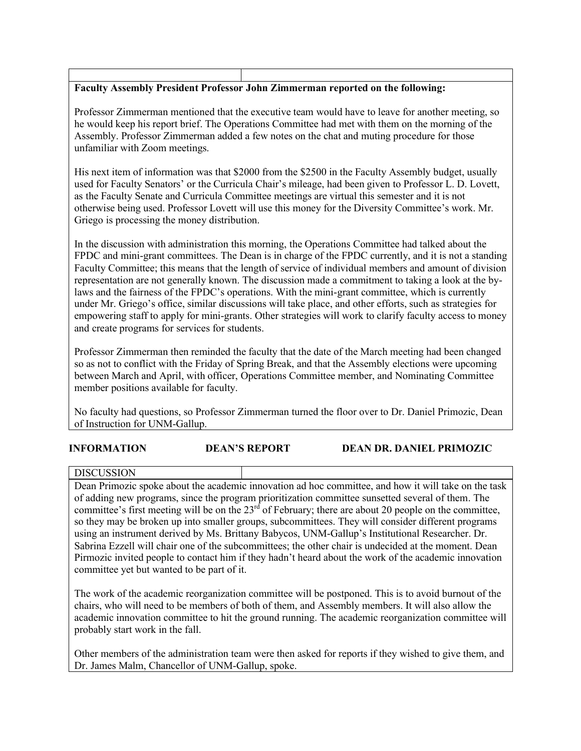**Faculty Assembly President Professor John Zimmerman reported on the following:**

Professor Zimmerman mentioned that the executive team would have to leave for another meeting, so he would keep his report brief. The Operations Committee had met with them on the morning of the Assembly. Professor Zimmerman added a few notes on the chat and muting procedure for those unfamiliar with Zoom meetings.

His next item of information was that $2000 from the $2500 in the Faculty Assembly budget, usually used for Faculty Senators' or the Curricula Chair's mileage, had been given to Professor L. D. Lovett, as the Faculty Senate and Curricula Committee meetings are virtual this semester and it is not otherwise being used. Professor Lovett will use this money for the Diversity Committee's work. Mr. Griego is processing the money distribution.

In the discussion with administration this morning, the Operations Committee had talked about the FPDC and mini-grant committees. The Dean is in charge of the FPDC currently, and it is not a standing Faculty Committee; this means that the length of service of individual members and amount of division representation are not generally known. The discussion made a commitment to taking a look at the by-laws and the fairness of the FPDC's operations. With the mini-grant committee, which is currently under Mr. Griego's office, similar discussions will take place, and other efforts, such as strategies for empowering staff to apply for mini-grants. Other strategies will work to clarify faculty access to money and create programs for services for students.

Professor Zimmerman then reminded the faculty that the date of the March meeting had been changed so as not to conflict with the Friday of Spring Break, and that the Assembly elections were upcoming between March and April, with officer, Operations Committee member, and Nominating Committee member positions available for faculty.

No faculty had questions, so Professor Zimmerman turned the floor over to Dr. Daniel Primozic, Dean of Instruction for UNM-Gallup.

**INFORMATION DEAN'S REPORT DEAN DR. DANIEL PRIMOZIC**

DISCUSSION

Dean Primozic spoke about the academic innovation ad hoc committee, and how it will take on the task of adding new programs, since the program prioritization committee sunsetted several of them. The committee's first meeting will be on the 23rd of February; there are about 20 people on the committee, so they may be broken up into smaller groups, subcommittees. They will consider different programs using an instrument derived by Ms. Brittany Babycos, UNM-Gallup's Institutional Researcher. Dr. Sabrina Ezzell will chair one of the subcommittees; the other chair is undecided at the moment. Dean Pirmozic invited people to contact him if they hadn't heard about the work of the academic innovation committee yet but wanted to be part of it.

The work of the academic reorganization committee will be postponed. This is to avoid burnout of the chairs, who will need to be members of both of them, and Assembly members. It will also allow the academic innovation committee to hit the ground running. The academic reorganization committee will probably start work in the fall.

Other members of the administration team were then asked for reports if they wished to give them, and Dr. James Malm, Chancellor of UNM-Gallup, spoke.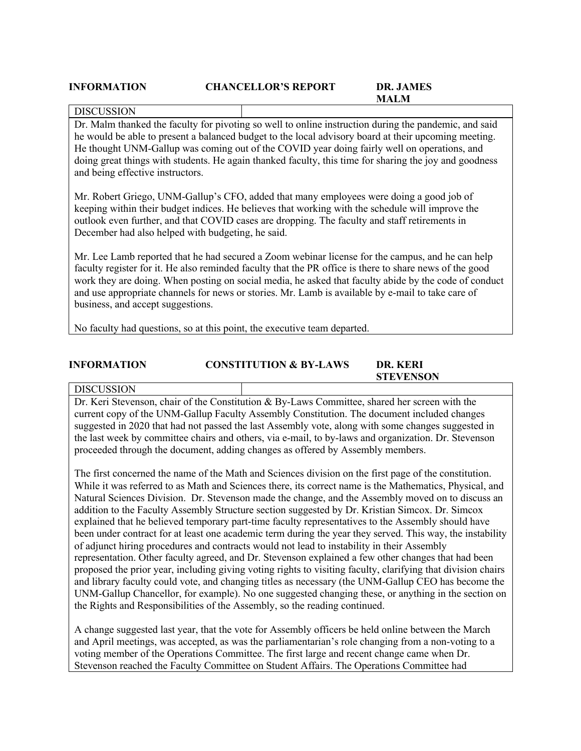| INFORMATION | CHANCELLOR'S REPORT | DR. JAMES MALM |
|---|---|---|

| DISCUSSION | |
|---|---|

Dr. Malm thanked the faculty for pivoting so well to online instruction during the pandemic, and said he would be able to present a balanced budget to the local advisory board at their upcoming meeting. He thought UNM-Gallup was coming out of the COVID year doing fairly well on operations, and doing great things with students. He again thanked faculty, this time for sharing the joy and goodness and being effective instructors.

Mr. Robert Griego, UNM-Gallup's CFO, added that many employees were doing a good job of keeping within their budget indices. He believes that working with the schedule will improve the outlook even further, and that COVID cases are dropping. The faculty and staff retirements in December had also helped with budgeting, he said.

Mr. Lee Lamb reported that he had secured a Zoom webinar license for the campus, and he can help faculty register for it. He also reminded faculty that the PR office is there to share news of the good work they are doing. When posting on social media, he asked that faculty abide by the code of conduct and use appropriate channels for news or stories. Mr. Lamb is available by e-mail to take care of business, and accept suggestions.

No faculty had questions, so at this point, the executive team departed.

| INFORMATION | CONSTITUTION & BY-LAWS | DR. KERI STEVENSON |
|---|---|---|

| DISCUSSION | |
|---|---|

Dr. Keri Stevenson, chair of the Constitution & By-Laws Committee, shared her screen with the current copy of the UNM-Gallup Faculty Assembly Constitution. The document included changes suggested in 2020 that had not passed the last Assembly vote, along with some changes suggested in the last week by committee chairs and others, via e-mail, to by-laws and organization. Dr. Stevenson proceeded through the document, adding changes as offered by Assembly members.

The first concerned the name of the Math and Sciences division on the first page of the constitution. While it was referred to as Math and Sciences there, its correct name is the Mathematics, Physical, and Natural Sciences Division. Dr. Stevenson made the change, and the Assembly moved on to discuss an addition to the Faculty Assembly Structure section suggested by Dr. Kristian Simcox. Dr. Simcox explained that he believed temporary part-time faculty representatives to the Assembly should have been under contract for at least one academic term during the year they served. This way, the instability of adjunct hiring procedures and contracts would not lead to instability in their Assembly representation. Other faculty agreed, and Dr. Stevenson explained a few other changes that had been proposed the prior year, including giving voting rights to visiting faculty, clarifying that division chairs and library faculty could vote, and changing titles as necessary (the UNM-Gallup CEO has become the UNM-Gallup Chancellor, for example). No one suggested changing these, or anything in the section on the Rights and Responsibilities of the Assembly, so the reading continued.

A change suggested last year, that the vote for Assembly officers be held online between the March and April meetings, was accepted, as was the parliamentarian's role changing from a non-voting to a voting member of the Operations Committee. The first large and recent change came when Dr. Stevenson reached the Faculty Committee on Student Affairs. The Operations Committee had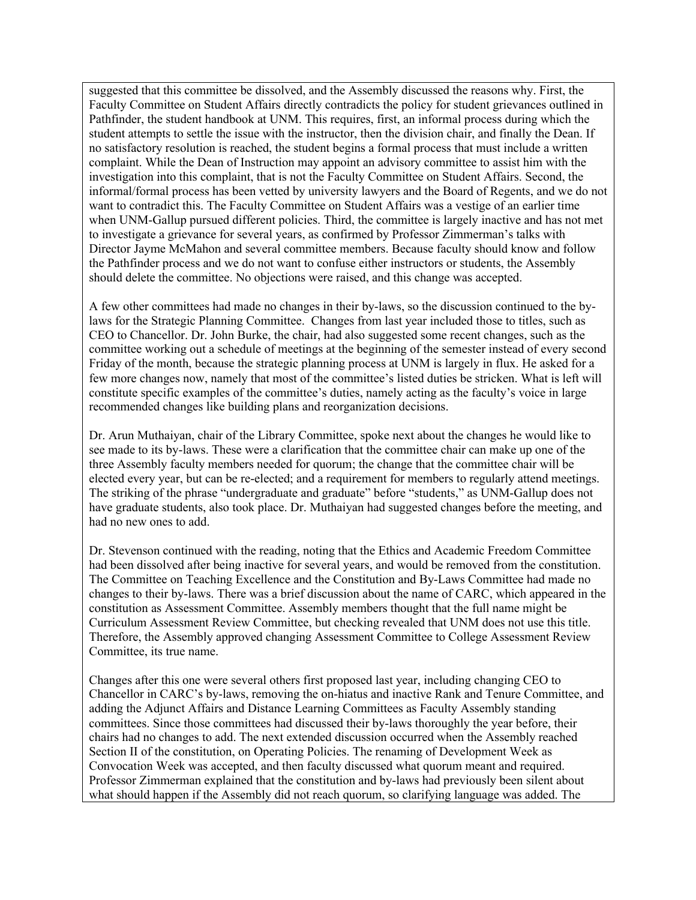suggested that this committee be dissolved, and the Assembly discussed the reasons why. First, the Faculty Committee on Student Affairs directly contradicts the policy for student grievances outlined in Pathfinder, the student handbook at UNM. This requires, first, an informal process during which the student attempts to settle the issue with the instructor, then the division chair, and finally the Dean. If no satisfactory resolution is reached, the student begins a formal process that must include a written complaint. While the Dean of Instruction may appoint an advisory committee to assist him with the investigation into this complaint, that is not the Faculty Committee on Student Affairs. Second, the informal/formal process has been vetted by university lawyers and the Board of Regents, and we do not want to contradict this. The Faculty Committee on Student Affairs was a vestige of an earlier time when UNM-Gallup pursued different policies. Third, the committee is largely inactive and has not met to investigate a grievance for several years, as confirmed by Professor Zimmerman's talks with Director Jayme McMahon and several committee members. Because faculty should know and follow the Pathfinder process and we do not want to confuse either instructors or students, the Assembly should delete the committee. No objections were raised, and this change was accepted.

A few other committees had made no changes in their by-laws, so the discussion continued to the by-laws for the Strategic Planning Committee. Changes from last year included those to titles, such as CEO to Chancellor. Dr. John Burke, the chair, had also suggested some recent changes, such as the committee working out a schedule of meetings at the beginning of the semester instead of every second Friday of the month, because the strategic planning process at UNM is largely in flux. He asked for a few more changes now, namely that most of the committee's listed duties be stricken. What is left will constitute specific examples of the committee's duties, namely acting as the faculty's voice in large recommended changes like building plans and reorganization decisions.

Dr. Arun Muthaiyan, chair of the Library Committee, spoke next about the changes he would like to see made to its by-laws. These were a clarification that the committee chair can make up one of the three Assembly faculty members needed for quorum; the change that the committee chair will be elected every year, but can be re-elected; and a requirement for members to regularly attend meetings. The striking of the phrase "undergraduate and graduate" before "students," as UNM-Gallup does not have graduate students, also took place. Dr. Muthaiyan had suggested changes before the meeting, and had no new ones to add.

Dr. Stevenson continued with the reading, noting that the Ethics and Academic Freedom Committee had been dissolved after being inactive for several years, and would be removed from the constitution. The Committee on Teaching Excellence and the Constitution and By-Laws Committee had made no changes to their by-laws. There was a brief discussion about the name of CARC, which appeared in the constitution as Assessment Committee. Assembly members thought that the full name might be Curriculum Assessment Review Committee, but checking revealed that UNM does not use this title. Therefore, the Assembly approved changing Assessment Committee to College Assessment Review Committee, its true name.

Changes after this one were several others first proposed last year, including changing CEO to Chancellor in CARC's by-laws, removing the on-hiatus and inactive Rank and Tenure Committee, and adding the Adjunct Affairs and Distance Learning Committees as Faculty Assembly standing committees. Since those committees had discussed their by-laws thoroughly the year before, their chairs had no changes to add. The next extended discussion occurred when the Assembly reached Section II of the constitution, on Operating Policies. The renaming of Development Week as Convocation Week was accepted, and then faculty discussed what quorum meant and required. Professor Zimmerman explained that the constitution and by-laws had previously been silent about what should happen if the Assembly did not reach quorum, so clarifying language was added. The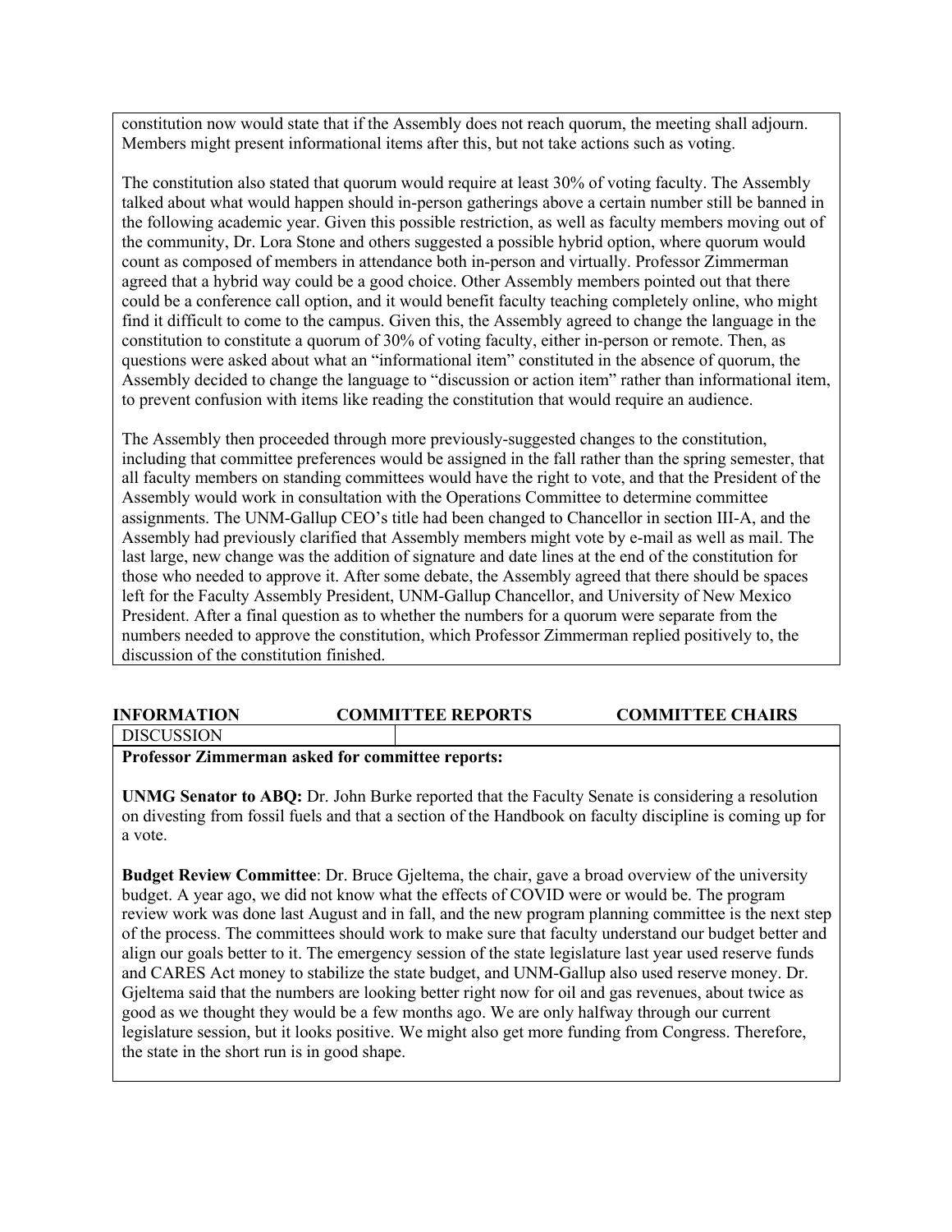constitution now would state that if the Assembly does not reach quorum, the meeting shall adjourn. Members might present informational items after this, but not take actions such as voting.

The constitution also stated that quorum would require at least 30% of voting faculty. The Assembly talked about what would happen should in-person gatherings above a certain number still be banned in the following academic year. Given this possible restriction, as well as faculty members moving out of the community, Dr. Lora Stone and others suggested a possible hybrid option, where quorum would count as composed of members in attendance both in-person and virtually. Professor Zimmerman agreed that a hybrid way could be a good choice. Other Assembly members pointed out that there could be a conference call option, and it would benefit faculty teaching completely online, who might find it difficult to come to the campus. Given this, the Assembly agreed to change the language in the constitution to constitute a quorum of 30% of voting faculty, either in-person or remote. Then, as questions were asked about what an "informational item" constituted in the absence of quorum, the Assembly decided to change the language to "discussion or action item" rather than informational item, to prevent confusion with items like reading the constitution that would require an audience.

The Assembly then proceeded through more previously-suggested changes to the constitution, including that committee preferences would be assigned in the fall rather than the spring semester, that all faculty members on standing committees would have the right to vote, and that the President of the Assembly would work in consultation with the Operations Committee to determine committee assignments. The UNM-Gallup CEO's title had been changed to Chancellor in section III-A, and the Assembly had previously clarified that Assembly members might vote by e-mail as well as mail. The last large, new change was the addition of signature and date lines at the end of the constitution for those who needed to approve it. After some debate, the Assembly agreed that there should be spaces left for the Faculty Assembly President, UNM-Gallup Chancellor, and University of New Mexico President. After a final question as to whether the numbers for a quorum were separate from the numbers needed to approve the constitution, which Professor Zimmerman replied positively to, the discussion of the constitution finished.

| **INFORMATION** | **COMMITTEE REPORTS** | **COMMITTEE CHAIRS** |
|---|---|---|
| DISCUSSION | | |

**Professor Zimmerman asked for committee reports:**

**UNMG Senator to ABQ:** Dr. John Burke reported that the Faculty Senate is considering a resolution on divesting from fossil fuels and that a section of the Handbook on faculty discipline is coming up for a vote.

**Budget Review Committee**: Dr. Bruce Gjeltema, the chair, gave a broad overview of the university budget. A year ago, we did not know what the effects of COVID were or would be. The program review work was done last August and in fall, and the new program planning committee is the next step of the process. The committees should work to make sure that faculty understand our budget better and align our goals better to it. The emergency session of the state legislature last year used reserve funds and CARES Act money to stabilize the state budget, and UNM-Gallup also used reserve money. Dr. Gjeltema said that the numbers are looking better right now for oil and gas revenues, about twice as good as we thought they would be a few months ago. We are only halfway through our current legislature session, but it looks positive. We might also get more funding from Congress. Therefore, the state in the short run is in good shape.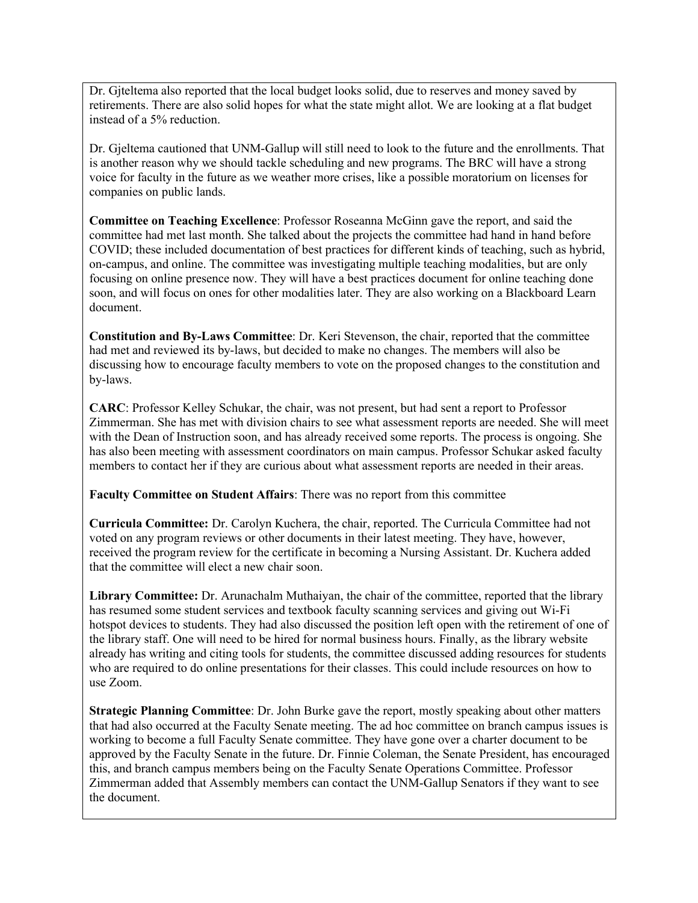Dr. Gjteltema also reported that the local budget looks solid, due to reserves and money saved by retirements. There are also solid hopes for what the state might allot. We are looking at a flat budget instead of a 5% reduction.

Dr. Gjeltema cautioned that UNM-Gallup will still need to look to the future and the enrollments. That is another reason why we should tackle scheduling and new programs. The BRC will have a strong voice for faculty in the future as we weather more crises, like a possible moratorium on licenses for companies on public lands.

**Committee on Teaching Excellence**: Professor Roseanna McGinn gave the report, and said the committee had met last month. She talked about the projects the committee had hand in hand before COVID; these included documentation of best practices for different kinds of teaching, such as hybrid, on-campus, and online. The committee was investigating multiple teaching modalities, but are only focusing on online presence now. They will have a best practices document for online teaching done soon, and will focus on ones for other modalities later. They are also working on a Blackboard Learn document.

**Constitution and By-Laws Committee**: Dr. Keri Stevenson, the chair, reported that the committee had met and reviewed its by-laws, but decided to make no changes. The members will also be discussing how to encourage faculty members to vote on the proposed changes to the constitution and by-laws.

**CARC**: Professor Kelley Schukar, the chair, was not present, but had sent a report to Professor Zimmerman. She has met with division chairs to see what assessment reports are needed. She will meet with the Dean of Instruction soon, and has already received some reports. The process is ongoing. She has also been meeting with assessment coordinators on main campus. Professor Schukar asked faculty members to contact her if they are curious about what assessment reports are needed in their areas.

**Faculty Committee on Student Affairs**: There was no report from this committee

**Curricula Committee:** Dr. Carolyn Kuchera, the chair, reported. The Curricula Committee had not voted on any program reviews or other documents in their latest meeting. They have, however, received the program review for the certificate in becoming a Nursing Assistant. Dr. Kuchera added that the committee will elect a new chair soon.

**Library Committee:** Dr. Arunachalm Muthaiyan, the chair of the committee, reported that the library has resumed some student services and textbook faculty scanning services and giving out Wi-Fi hotspot devices to students. They had also discussed the position left open with the retirement of one of the library staff. One will need to be hired for normal business hours. Finally, as the library website already has writing and citing tools for students, the committee discussed adding resources for students who are required to do online presentations for their classes. This could include resources on how to use Zoom.

**Strategic Planning Committee**: Dr. John Burke gave the report, mostly speaking about other matters that had also occurred at the Faculty Senate meeting. The ad hoc committee on branch campus issues is working to become a full Faculty Senate committee. They have gone over a charter document to be approved by the Faculty Senate in the future. Dr. Finnie Coleman, the Senate President, has encouraged this, and branch campus members being on the Faculty Senate Operations Committee. Professor Zimmerman added that Assembly members can contact the UNM-Gallup Senators if they want to see the document.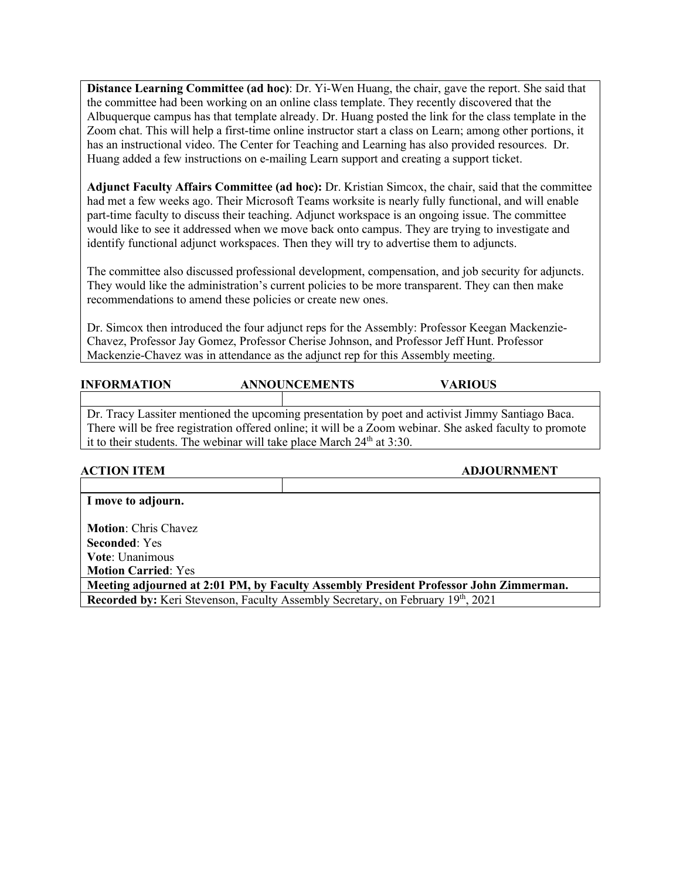**Distance Learning Committee (ad hoc)**: Dr. Yi-Wen Huang, the chair, gave the report. She said that the committee had been working on an online class template. They recently discovered that the Albuquerque campus has that template already. Dr. Huang posted the link for the class template in the Zoom chat. This will help a first-time online instructor start a class on Learn; among other portions, it has an instructional video. The Center for Teaching and Learning has also provided resources. Dr. Huang added a few instructions on e-mailing Learn support and creating a support ticket.

**Adjunct Faculty Affairs Committee (ad hoc):** Dr. Kristian Simcox, the chair, said that the committee had met a few weeks ago. Their Microsoft Teams worksite is nearly fully functional, and will enable part-time faculty to discuss their teaching. Adjunct workspace is an ongoing issue. The committee would like to see it addressed when we move back onto campus. They are trying to investigate and identify functional adjunct workspaces. Then they will try to advertise them to adjuncts.

The committee also discussed professional development, compensation, and job security for adjuncts. They would like the administration's current policies to be more transparent. They can then make recommendations to amend these policies or create new ones.

Dr. Simcox then introduced the four adjunct reps for the Assembly: Professor Keegan Mackenzie-Chavez, Professor Jay Gomez, Professor Cherise Johnson, and Professor Jeff Hunt. Professor Mackenzie-Chavez was in attendance as the adjunct rep for this Assembly meeting.

**INFORMATION ANNOUNCEMENTS VARIOUS**

Dr. Tracy Lassiter mentioned the upcoming presentation by poet and activist Jimmy Santiago Baca. There will be free registration offered online; it will be a Zoom webinar. She asked faculty to promote it to their students. The webinar will take place March 24th at 3:30.

**ACTION ITEM ADJOURNMENT**

**I move to adjourn.**

**Motion**: Chris Chavez
**Seconded**: Yes
**Vote**: Unanimous
**Motion Carried**: Yes

**Meeting adjourned at 2:01 PM, by Faculty Assembly President Professor John Zimmerman.**

**Recorded by:** Keri Stevenson, Faculty Assembly Secretary, on February 19th, 2021